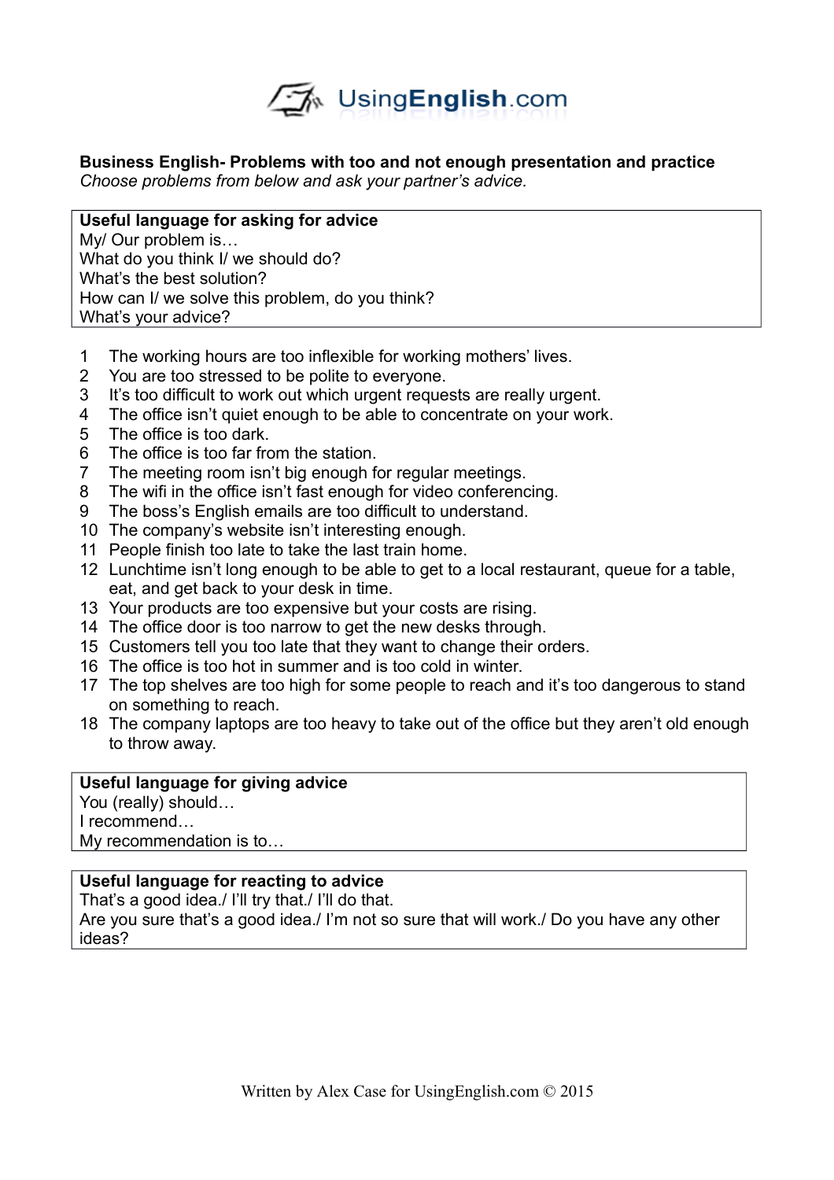## Business English- Problems with too and not enough presentation and practice

*Choose problems from below and ask your partner's advice.*

**Useful language for asking for advice**
My/ Our problem is…
What do you think I/ we should do?
What's the best solution?
How can I/ we solve this problem, do you think?
What's your advice?

1. The working hours are too inflexible for working mothers' lives.
2. You are too stressed to be polite to everyone.
3. It's too difficult to work out which urgent requests are really urgent.
4. The office isn't quiet enough to be able to concentrate on your work.
5. The office is too dark.
6. The office is too far from the station.
7. The meeting room isn't big enough for regular meetings.
8. The wifi in the office isn't fast enough for video conferencing.
9. The boss's English emails are too difficult to understand.
10. The company's website isn't interesting enough.
11. People finish too late to take the last train home.
12. Lunchtime isn't long enough to be able to get to a local restaurant, queue for a table, eat, and get back to your desk in time.
13. Your products are too expensive but your costs are rising.
14. The office door is too narrow to get the new desks through.
15. Customers tell you too late that they want to change their orders.
16. The office is too hot in summer and is too cold in winter.
17. The top shelves are too high for some people to reach and it's too dangerous to stand on something to reach.
18. The company laptops are too heavy to take out of the office but they aren't old enough to throw away.

**Useful language for giving advice**
You (really) should…
I recommend…
My recommendation is to…

**Useful language for reacting to advice**
That's a good idea./ I'll try that./ I'll do that.
Are you sure that's a good idea./ I'm not so sure that will work./ Do you have any other ideas?

Written by Alex Case for UsingEnglish.com © 2015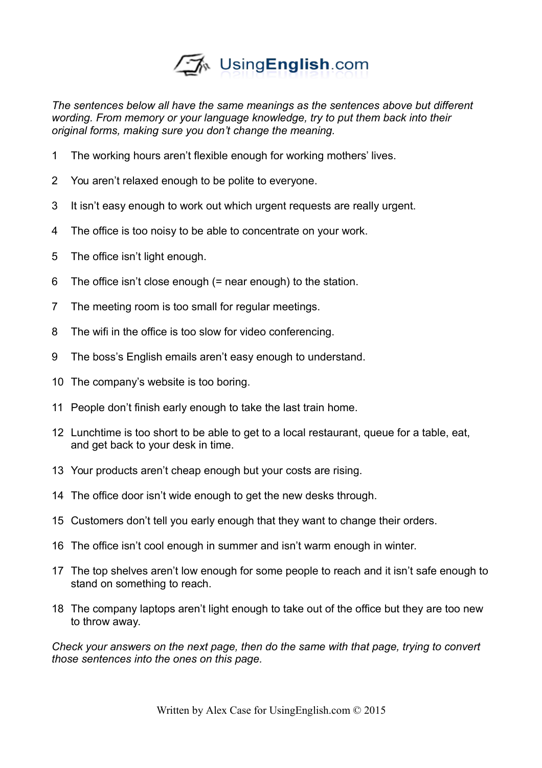*The sentences below all have the same meanings as the sentences above but different wording. From memory or your language knowledge, try to put them back into their original forms, making sure you don't change the meaning.*

1 The working hours aren't flexible enough for working mothers' lives.

2 You aren't relaxed enough to be polite to everyone.

3 It isn't easy enough to work out which urgent requests are really urgent.

4 The office is too noisy to be able to concentrate on your work.

5 The office isn't light enough.

6 The office isn't close enough (= near enough) to the station.

7 The meeting room is too small for regular meetings.

8 The wifi in the office is too slow for video conferencing.

9 The boss's English emails aren't easy enough to understand.

10 The company's website is too boring.

11 People don't finish early enough to take the last train home.

12 Lunchtime is too short to be able to get to a local restaurant, queue for a table, eat, and get back to your desk in time.

13 Your products aren't cheap enough but your costs are rising.

14 The office door isn't wide enough to get the new desks through.

15 Customers don't tell you early enough that they want to change their orders.

16 The office isn't cool enough in summer and isn't warm enough in winter.

17 The top shelves aren't low enough for some people to reach and it isn't safe enough to stand on something to reach.

18 The company laptops aren't light enough to take out of the office but they are too new to throw away.

*Check your answers on the next page, then do the same with that page, trying to convert those sentences into the ones on this page.*

Written by Alex Case for UsingEnglish.com © 2015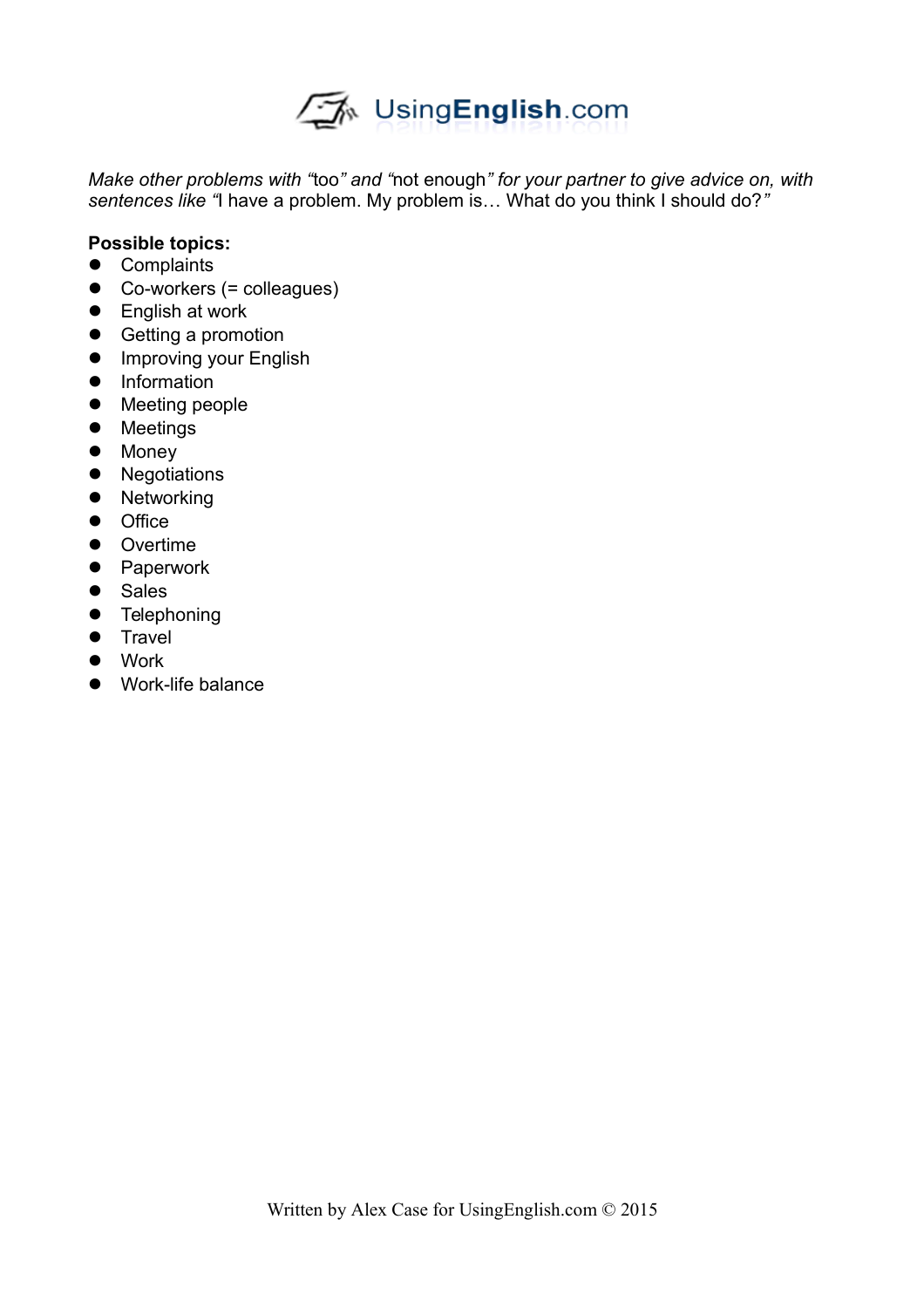*Make other problems with* "too" *and* "not enough" *for your partner to give advice on, with sentences like* "I have a problem. My problem is… What do you think I should do?"

**Possible topics:**

- Complaints
- Co-workers (= colleagues)
- English at work
- Getting a promotion
- Improving your English
- Information
- Meeting people
- Meetings
- Money
- Negotiations
- Networking
- Office
- Overtime
- Paperwork
- Sales
- Telephoning
- Travel
- Work
- Work-life balance